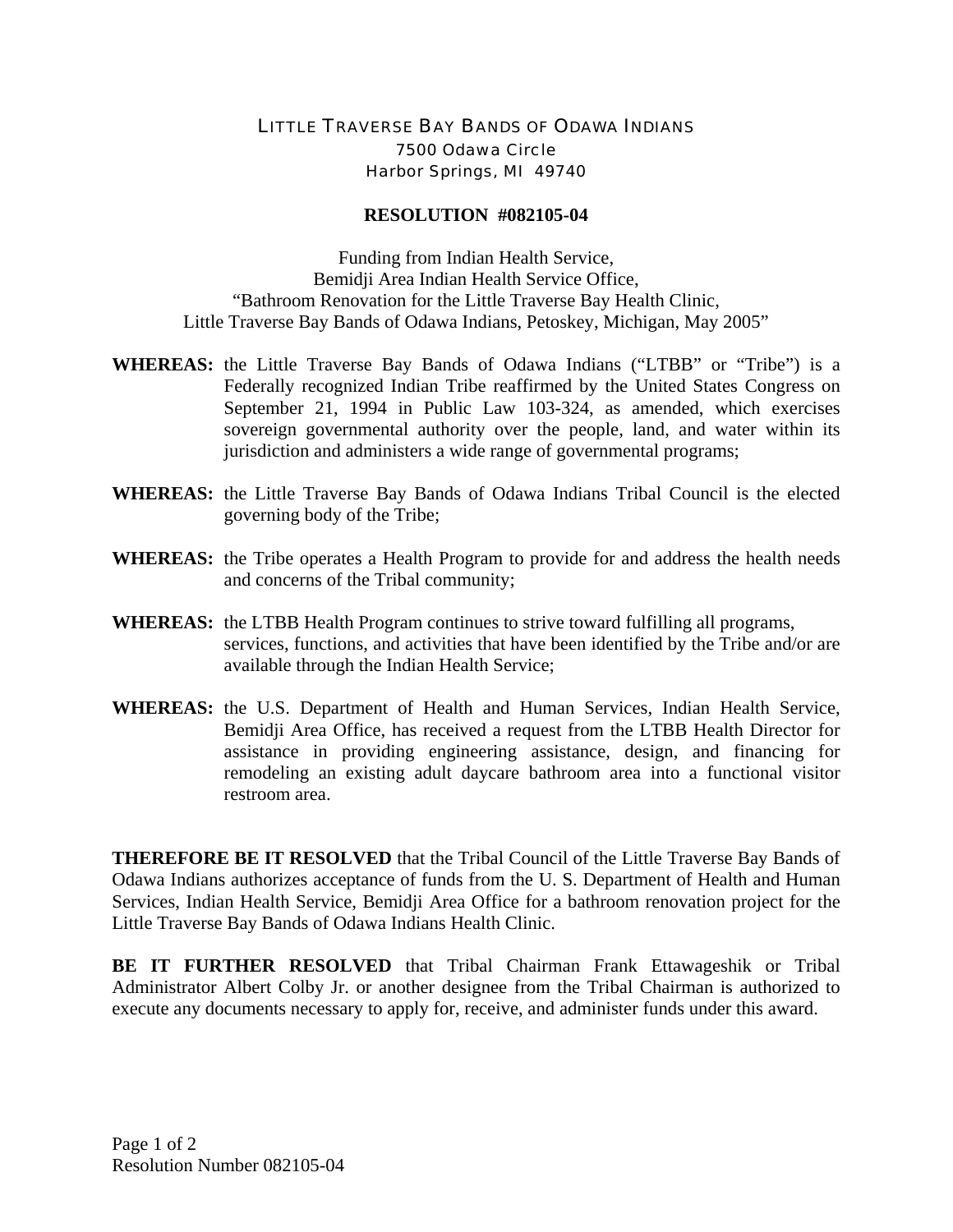LITTLE TRAVERSE BAY BANDS OF ODAWA INDIANS
7500 Odawa Circle
Harbor Springs, MI 49740

**RESOLUTION #082105-04**

Funding from Indian Health Service,
Bemidji Area Indian Health Service Office,
"Bathroom Renovation for the Little Traverse Bay Health Clinic,
Little Traverse Bay Bands of Odawa Indians, Petoskey, Michigan, May 2005"

**WHEREAS:** the Little Traverse Bay Bands of Odawa Indians ("LTBB" or "Tribe") is a Federally recognized Indian Tribe reaffirmed by the United States Congress on September 21, 1994 in Public Law 103-324, as amended, which exercises sovereign governmental authority over the people, land, and water within its jurisdiction and administers a wide range of governmental programs;

**WHEREAS:** the Little Traverse Bay Bands of Odawa Indians Tribal Council is the elected governing body of the Tribe;

**WHEREAS:** the Tribe operates a Health Program to provide for and address the health needs and concerns of the Tribal community;

**WHEREAS:** the LTBB Health Program continues to strive toward fulfilling all programs, services, functions, and activities that have been identified by the Tribe and/or are available through the Indian Health Service;

**WHEREAS:** the U.S. Department of Health and Human Services, Indian Health Service, Bemidji Area Office, has received a request from the LTBB Health Director for assistance in providing engineering assistance, design, and financing for remodeling an existing adult daycare bathroom area into a functional visitor restroom area.

**THEREFORE BE IT RESOLVED** that the Tribal Council of the Little Traverse Bay Bands of Odawa Indians authorizes acceptance of funds from the U. S. Department of Health and Human Services, Indian Health Service, Bemidji Area Office for a bathroom renovation project for the Little Traverse Bay Bands of Odawa Indians Health Clinic.

**BE IT FURTHER RESOLVED** that Tribal Chairman Frank Ettawageshik or Tribal Administrator Albert Colby Jr. or another designee from the Tribal Chairman is authorized to execute any documents necessary to apply for, receive, and administer funds under this award.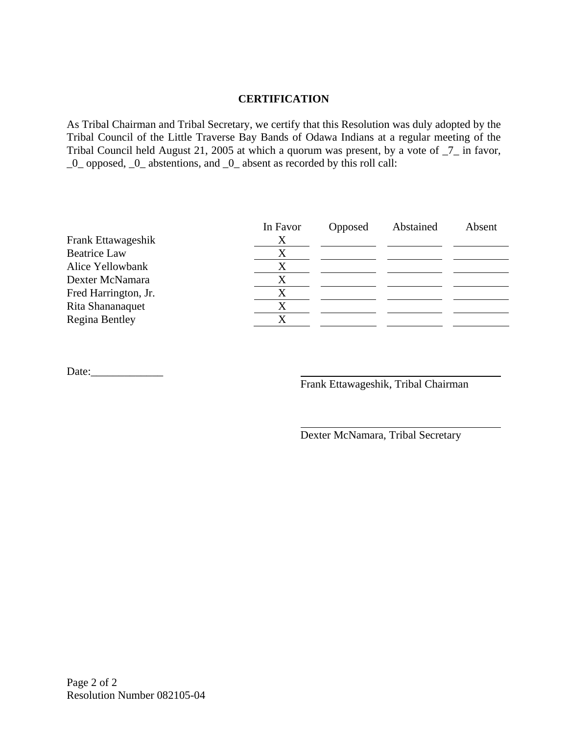## CERTIFICATION

As Tribal Chairman and Tribal Secretary, we certify that this Resolution was duly adopted by the Tribal Council of the Little Traverse Bay Bands of Odawa Indians at a regular meeting of the Tribal Council held August 21, 2005 at which a quorum was present, by a vote of _7_ in favor, _0_ opposed, _0_ abstentions, and _0_ absent as recorded by this roll call:

| | In Favor | Opposed | Abstained | Absent |
|---|---|---|---|---|
| Frank Ettawageshik | X | | | |
| Beatrice Law | X | | | |
| Alice Yellowbank | X | | | |
| Dexter McNamara | X | | | |
| Fred Harrington, Jr. | X | | | |
| Rita Shananaquet | X | | | |
| Regina Bentley | X | | | |

Date:_____________

_________________________________
Frank Ettawageshik, Tribal Chairman

_________________________________
Dexter McNamara, Tribal Secretary

Resolution Number 082105-04